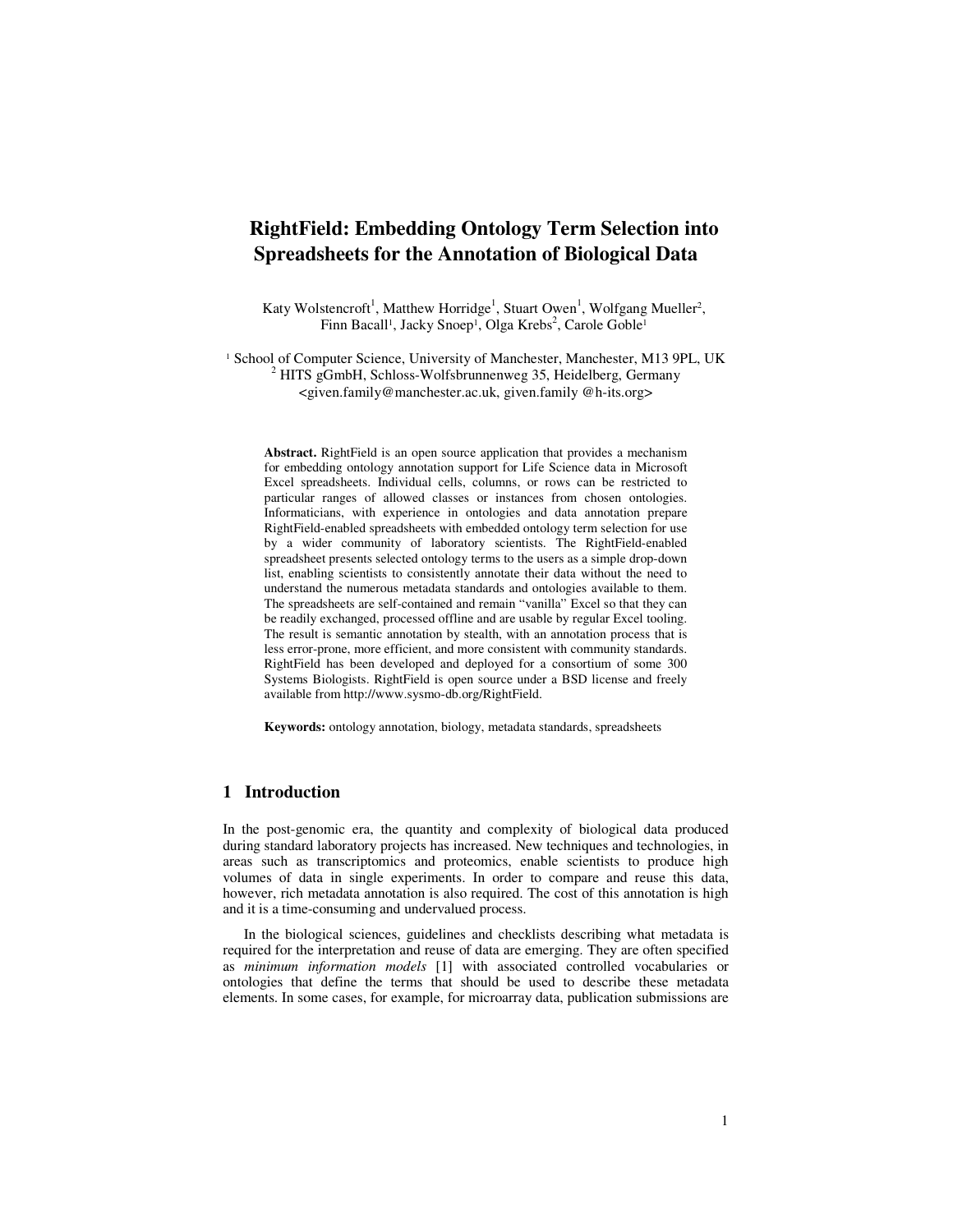# RightField: Embedding Ontology Term Selection into Spreadsheets for the Annotation of Biological Data

Katy Wolstencroft[1], Matthew Horridge[1], Stuart Owen[1], Wolfgang Mueller[2], Finn Bacall[1], Jacky Snoep[1], Olga Krebs[2], Carole Goble[1]

[1] School of Computer Science, University of Manchester, Manchester, M13 9PL, UK
[2] HITS gGmbH, Schloss-Wolfsbrunnenweg 35, Heidelberg, Germany
<given.family@manchester.ac.uk, given.family @h-its.org>

**Abstract.** RightField is an open source application that provides a mechanism for embedding ontology annotation support for Life Science data in Microsoft Excel spreadsheets. Individual cells, columns, or rows can be restricted to particular ranges of allowed classes or instances from chosen ontologies. Informaticians, with experience in ontologies and data annotation prepare RightField-enabled spreadsheets with embedded ontology term selection for use by a wider community of laboratory scientists. The RightField-enabled spreadsheet presents selected ontology terms to the users as a simple drop-down list, enabling scientists to consistently annotate their data without the need to understand the numerous metadata standards and ontologies available to them. The spreadsheets are self-contained and remain "vanilla" Excel so that they can be readily exchanged, processed offline and are usable by regular Excel tooling. The result is semantic annotation by stealth, with an annotation process that is less error-prone, more efficient, and more consistent with community standards. RightField has been developed and deployed for a consortium of some 300 Systems Biologists. RightField is open source under a BSD license and freely available from http://www.sysmo-db.org/RightField.

**Keywords:** ontology annotation, biology, metadata standards, spreadsheets

## 1 Introduction

In the post-genomic era, the quantity and complexity of biological data produced during standard laboratory projects has increased. New techniques and technologies, in areas such as transcriptomics and proteomics, enable scientists to produce high volumes of data in single experiments. In order to compare and reuse this data, however, rich metadata annotation is also required. The cost of this annotation is high and it is a time-consuming and undervalued process.

In the biological sciences, guidelines and checklists describing what metadata is required for the interpretation and reuse of data are emerging. They are often specified as *minimum information models* [1] with associated controlled vocabularies or ontologies that define the terms that should be used to describe these metadata elements. In some cases, for example, for microarray data, publication submissions are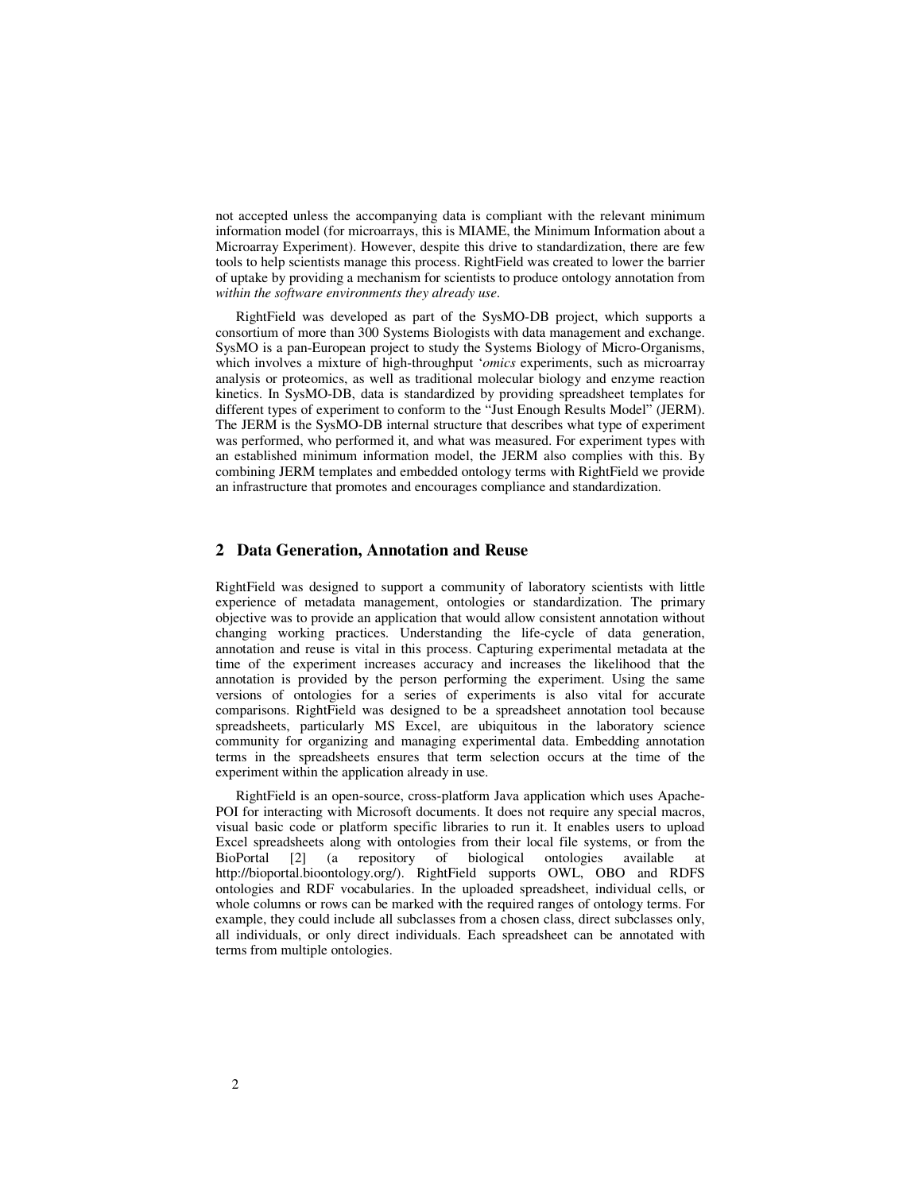not accepted unless the accompanying data is compliant with the relevant minimum information model (for microarrays, this is MIAME, the Minimum Information about a Microarray Experiment). However, despite this drive to standardization, there are few tools to help scientists manage this process. RightField was created to lower the barrier of uptake by providing a mechanism for scientists to produce ontology annotation from *within the software environments they already use*.

RightField was developed as part of the SysMO-DB project, which supports a consortium of more than 300 Systems Biologists with data management and exchange. SysMO is a pan-European project to study the Systems Biology of Micro-Organisms, which involves a mixture of high-throughput '*omics* experiments, such as microarray analysis or proteomics, as well as traditional molecular biology and enzyme reaction kinetics. In SysMO-DB, data is standardized by providing spreadsheet templates for different types of experiment to conform to the "Just Enough Results Model" (JERM). The JERM is the SysMO-DB internal structure that describes what type of experiment was performed, who performed it, and what was measured. For experiment types with an established minimum information model, the JERM also complies with this. By combining JERM templates and embedded ontology terms with RightField we provide an infrastructure that promotes and encourages compliance and standardization.

## 2 Data Generation, Annotation and Reuse

RightField was designed to support a community of laboratory scientists with little experience of metadata management, ontologies or standardization. The primary objective was to provide an application that would allow consistent annotation without changing working practices. Understanding the life-cycle of data generation, annotation and reuse is vital in this process. Capturing experimental metadata at the time of the experiment increases accuracy and increases the likelihood that the annotation is provided by the person performing the experiment. Using the same versions of ontologies for a series of experiments is also vital for accurate comparisons. RightField was designed to be a spreadsheet annotation tool because spreadsheets, particularly MS Excel, are ubiquitous in the laboratory science community for organizing and managing experimental data. Embedding annotation terms in the spreadsheets ensures that term selection occurs at the time of the experiment within the application already in use.

RightField is an open-source, cross-platform Java application which uses Apache-POI for interacting with Microsoft documents. It does not require any special macros, visual basic code or platform specific libraries to run it. It enables users to upload Excel spreadsheets along with ontologies from their local file systems, or from the BioPortal [2] (a repository of biological ontologies available at http://bioportal.bioontology.org/). RightField supports OWL, OBO and RDFS ontologies and RDF vocabularies. In the uploaded spreadsheet, individual cells, or whole columns or rows can be marked with the required ranges of ontology terms. For example, they could include all subclasses from a chosen class, direct subclasses only, all individuals, or only direct individuals. Each spreadsheet can be annotated with terms from multiple ontologies.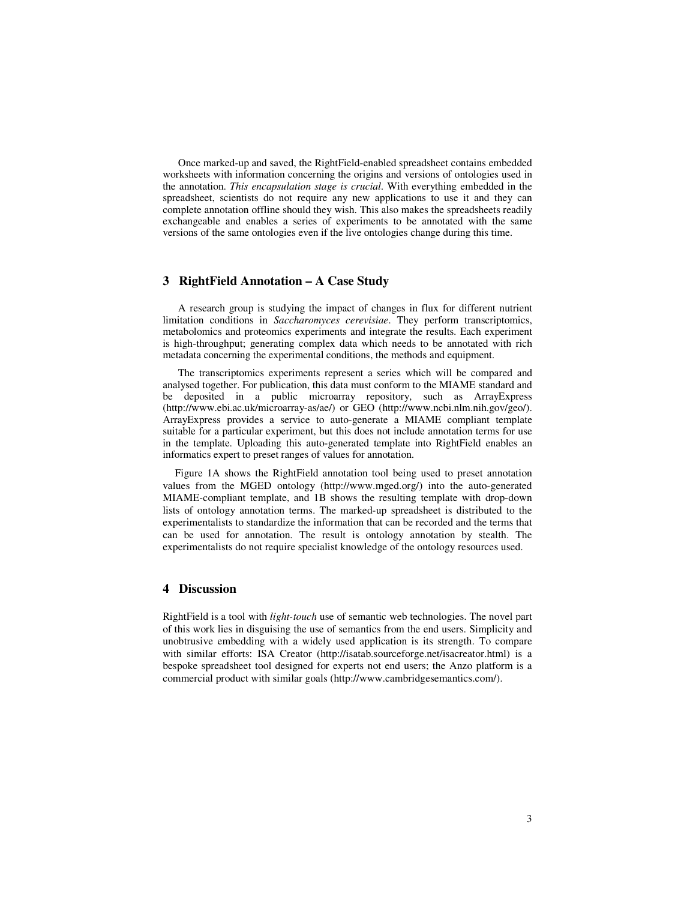Once marked-up and saved, the RightField-enabled spreadsheet contains embedded worksheets with information concerning the origins and versions of ontologies used in the annotation. *This encapsulation stage is crucial*. With everything embedded in the spreadsheet, scientists do not require any new applications to use it and they can complete annotation offline should they wish. This also makes the spreadsheets readily exchangeable and enables a series of experiments to be annotated with the same versions of the same ontologies even if the live ontologies change during this time.

## 3 RightField Annotation – A Case Study

A research group is studying the impact of changes in flux for different nutrient limitation conditions in *Saccharomyces cerevisiae*. They perform transcriptomics, metabolomics and proteomics experiments and integrate the results. Each experiment is high-throughput; generating complex data which needs to be annotated with rich metadata concerning the experimental conditions, the methods and equipment.

The transcriptomics experiments represent a series which will be compared and analysed together. For publication, this data must conform to the MIAME standard and be deposited in a public microarray repository, such as ArrayExpress (http://www.ebi.ac.uk/microarray-as/ae/) or GEO (http://www.ncbi.nlm.nih.gov/geo/). ArrayExpress provides a service to auto-generate a MIAME compliant template suitable for a particular experiment, but this does not include annotation terms for use in the template. Uploading this auto-generated template into RightField enables an informatics expert to preset ranges of values for annotation.

Figure 1A shows the RightField annotation tool being used to preset annotation values from the MGED ontology (http://www.mged.org/) into the auto-generated MIAME-compliant template, and 1B shows the resulting template with drop-down lists of ontology annotation terms. The marked-up spreadsheet is distributed to the experimentalists to standardize the information that can be recorded and the terms that can be used for annotation. The result is ontology annotation by stealth. The experimentalists do not require specialist knowledge of the ontology resources used.

## 4 Discussion

RightField is a tool with *light-touch* use of semantic web technologies. The novel part of this work lies in disguising the use of semantics from the end users. Simplicity and unobtrusive embedding with a widely used application is its strength. To compare with similar efforts: ISA Creator (http://isatab.sourceforge.net/isacreator.html) is a bespoke spreadsheet tool designed for experts not end users; the Anzo platform is a commercial product with similar goals (http://www.cambridgesemantics.com/).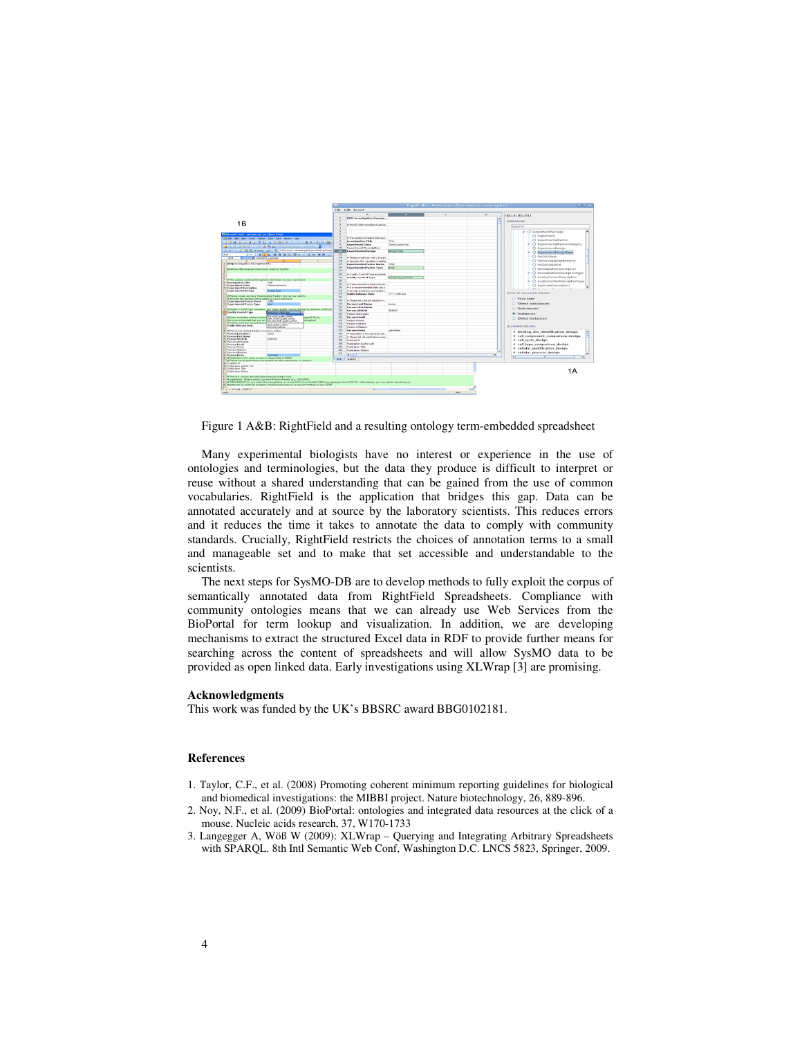Figure 1 A&B: RightField and a resulting ontology term-embedded spreadsheet

Many experimental biologists have no interest or experience in the use of ontologies and terminologies, but the data they produce is difficult to interpret or reuse without a shared understanding that can be gained from the use of common vocabularies. RightField is the application that bridges this gap. Data can be annotated accurately and at source by the laboratory scientists. This reduces errors and it reduces the time it takes to annotate the data to comply with community standards. Crucially, RightField restricts the choices of annotation terms to a small and manageable set and to make that set accessible and understandable to the scientists.

The next steps for SysMO-DB are to develop methods to fully exploit the corpus of semantically annotated data from RightField Spreadsheets. Compliance with community ontologies means that we can already use Web Services from the BioPortal for term lookup and visualization. In addition, we are developing mechanisms to extract the structured Excel data in RDF to provide further means for searching across the content of spreadsheets and will allow SysMO data to be provided as open linked data. Early investigations using XLWrap [3] are promising.

**Acknowledgments**

This work was funded by the UK's BBSRC award BBG0102181.

**References**

1. Taylor, C.F., et al. (2008) Promoting coherent minimum reporting guidelines for biological and biomedical investigations: the MIBBI project. Nature biotechnology, 26, 889-896.
2. Noy, N.F., et al. (2009) BioPortal: ontologies and integrated data resources at the click of a mouse. Nucleic acids research, 37, W170-1733
3. Langegger A, Wöß W (2009): XLWrap – Querying and Integrating Arbitrary Spreadsheets with SPARQL. 8th Intl Semantic Web Conf, Washington D.C. LNCS 5823, Springer, 2009.